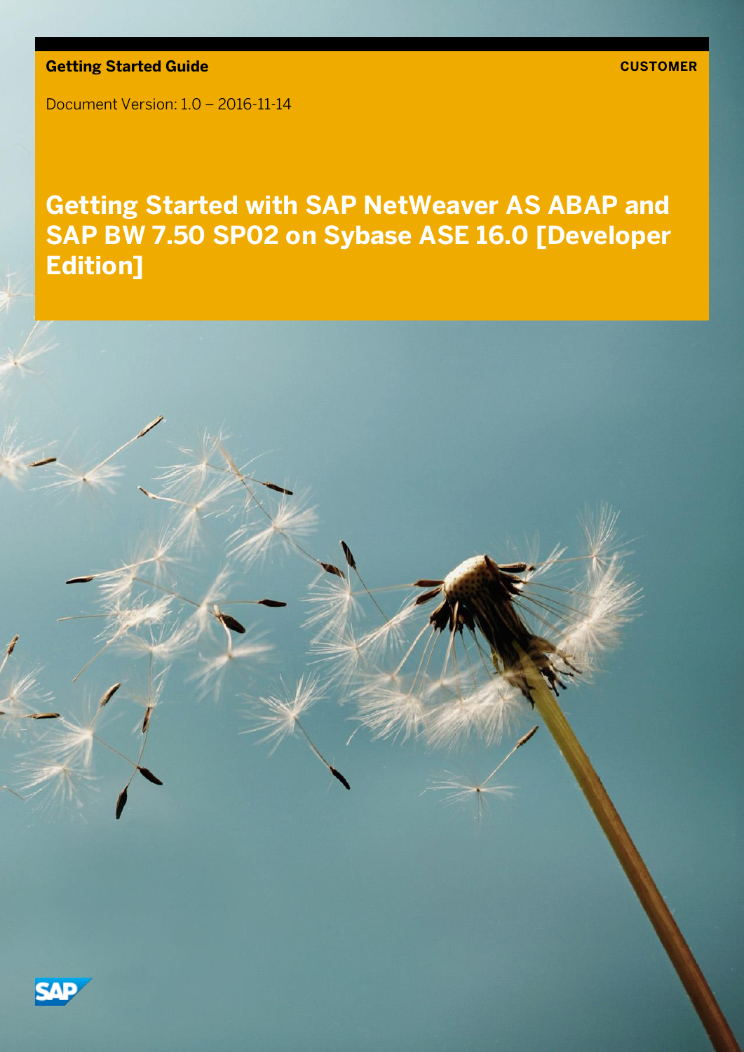**Getting Started Guide**

**CUSTOMER**

Document Version: 1.0 – 2016-11-14

# Getting Started with SAP NetWeaver AS ABAP and SAP BW 7.50 SP02 on Sybase ASE 16.0 [Developer Edition]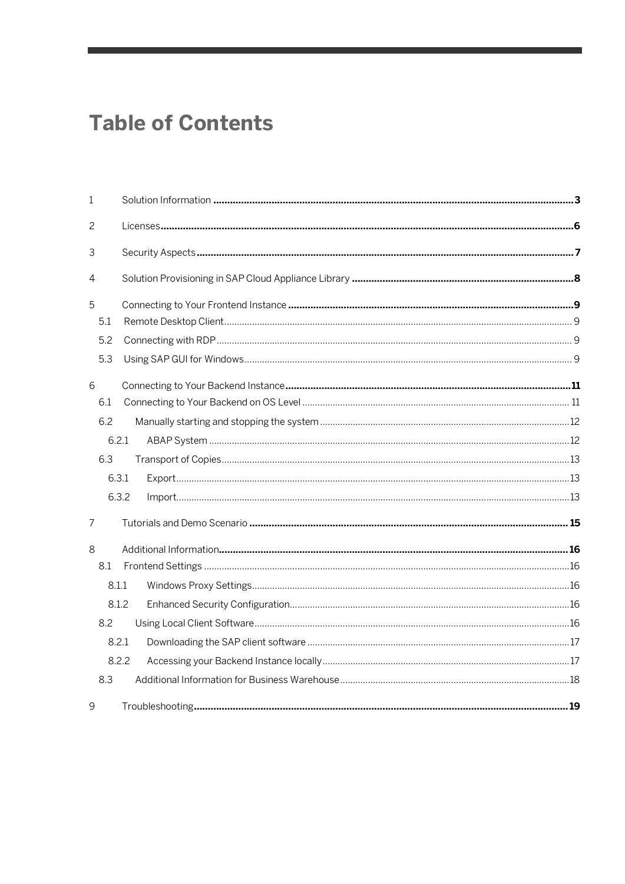# Table of Contents

1 Solution Information ... 3

2 Licenses ... 6

3 Security Aspects ... 7

4 Solution Provisioning in SAP Cloud Appliance Library ... 8

5 Connecting to Your Frontend Instance ... 9

- 5.1 Remote Desktop Client ... 9
- 5.2 Connecting with RDP ... 9
- 5.3 Using SAP GUI for Windows ... 9

6 Connecting to Your Backend Instance ... 11

- 6.1 Connecting to Your Backend on OS Level ... 11
- 6.2 Manually starting and stopping the system ... 12
  - 6.2.1 ABAP System ... 12
- 6.3 Transport of Copies ... 13
  - 6.3.1 Export ... 13
  - 6.3.2 Import ... 13

7 Tutorials and Demo Scenario ... 15

8 Additional Information ... 16

- 8.1 Frontend Settings ... 16
  - 8.1.1 Windows Proxy Settings ... 16
  - 8.1.2 Enhanced Security Configuration ... 16
- 8.2 Using Local Client Software ... 16
  - 8.2.1 Downloading the SAP client software ... 17
  - 8.2.2 Accessing your Backend Instance locally ... 17
- 8.3 Additional Information for Business Warehouse ... 18

9 Troubleshooting ... 19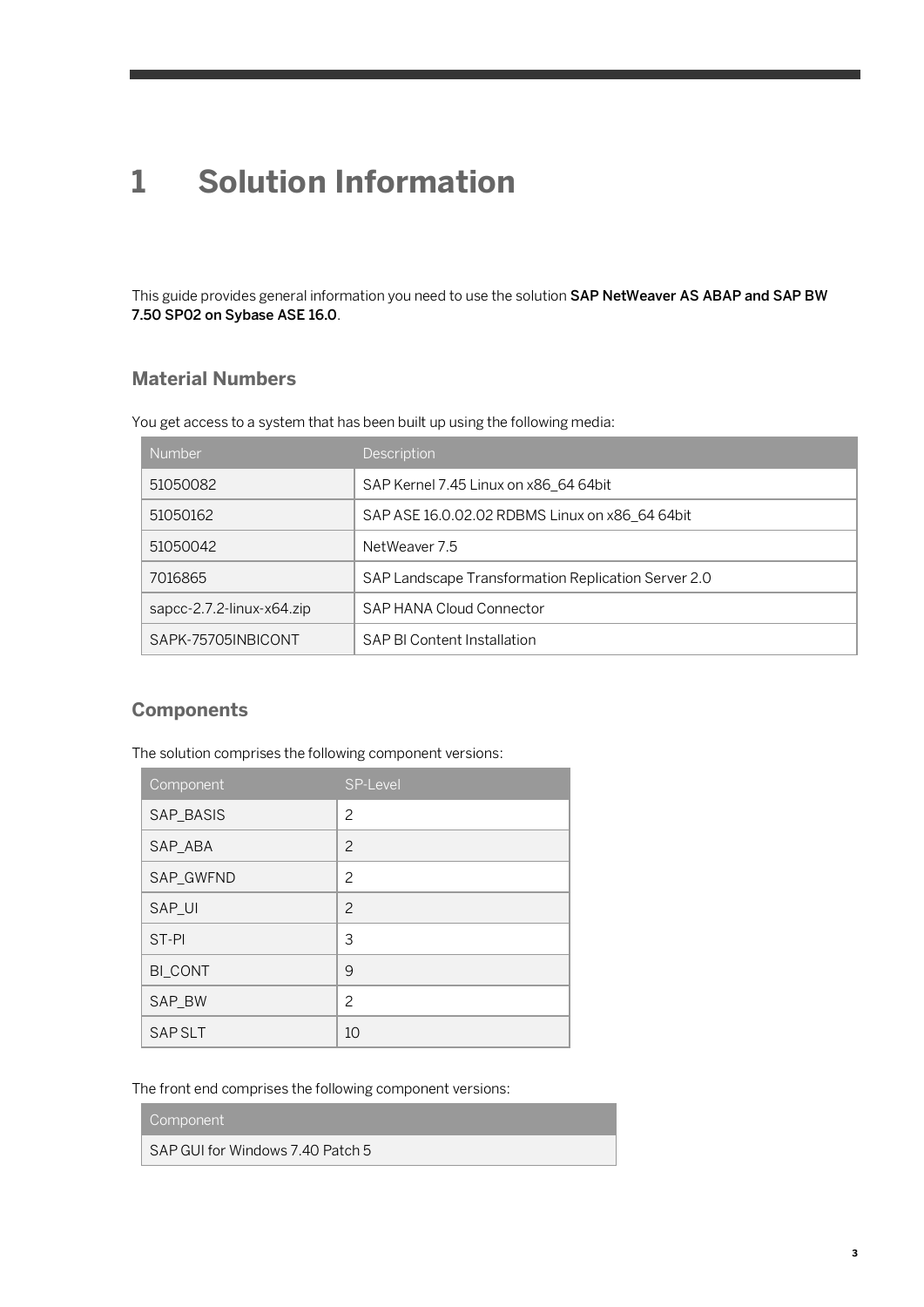# 1 Solution Information

This guide provides general information you need to use the solution **SAP NetWeaver AS ABAP and SAP BW 7.50 SP02 on Sybase ASE 16.0**.

## Material Numbers

You get access to a system that has been built up using the following media:

| Number | Description |
|---|---|
| 51050082 | SAP Kernel 7.45 Linux on x86_64 64bit |
| 51050162 | SAP ASE 16.0.02.02 RDBMS Linux on x86_64 64bit |
| 51050042 | NetWeaver 7.5 |
| 7016865 | SAP Landscape Transformation Replication Server 2.0 |
| sapcc-2.7.2-linux-x64.zip | SAP HANA Cloud Connector |
| SAPK-75705INBICONT | SAP BI Content Installation |

## Components

The solution comprises the following component versions:

| Component | SP-Level |
|---|---|
| SAP_BASIS | 2 |
| SAP_ABA | 2 |
| SAP_GWFND | 2 |
| SAP_UI | 2 |
| ST-PI | 3 |
| BI_CONT | 9 |
| SAP_BW | 2 |
| SAP SLT | 10 |

The front end comprises the following component versions:

| Component |
|---|
| SAP GUI for Windows 7.40 Patch 5 |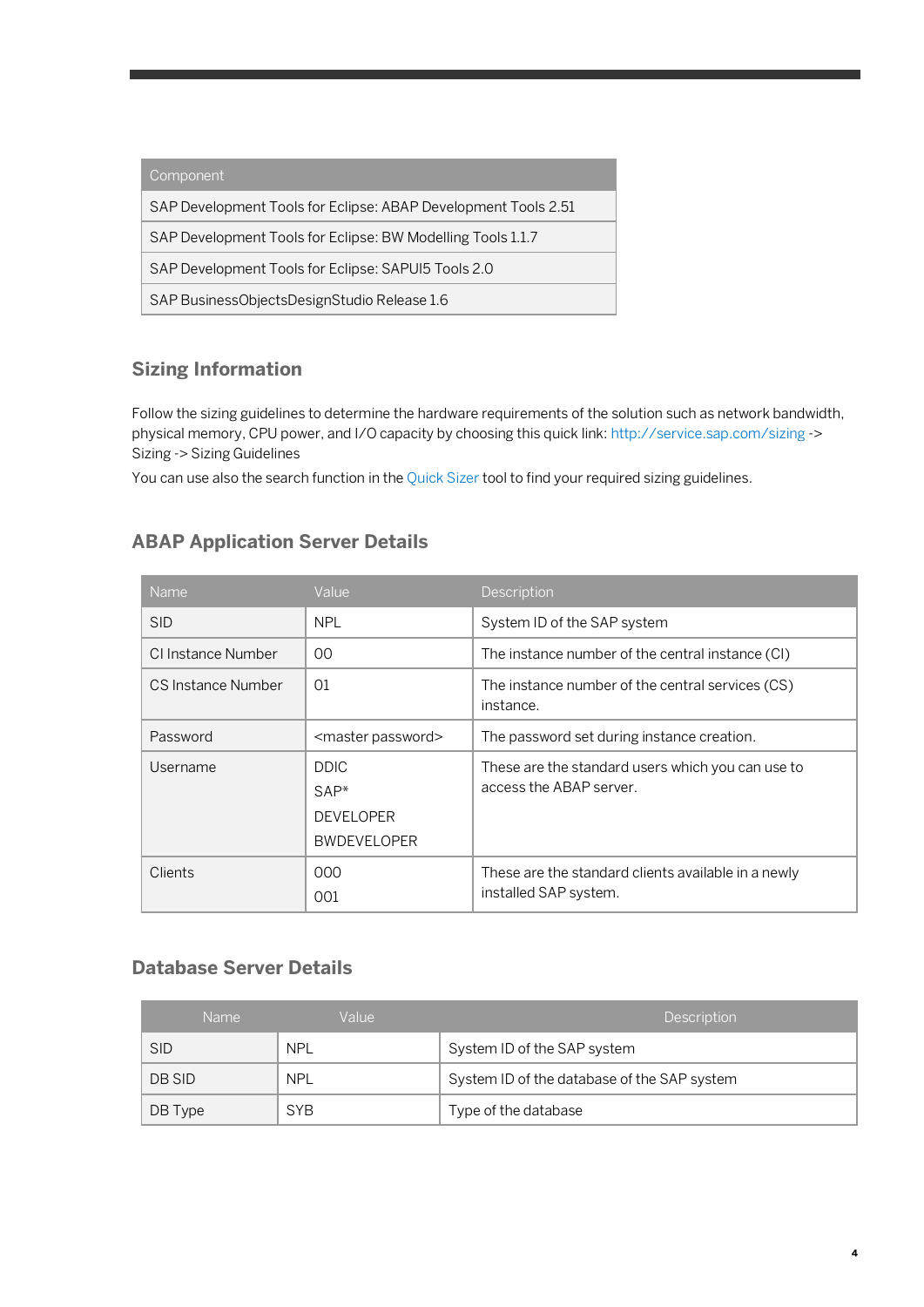| Component |
| --- |
| SAP Development Tools for Eclipse: ABAP Development Tools 2.51 |
| SAP Development Tools for Eclipse: BW Modelling Tools 1.1.7 |
| SAP Development Tools for Eclipse: SAPUI5 Tools 2.0 |
| SAP BusinessObjectsDesignStudio Release 1.6 |

## Sizing Information

Follow the sizing guidelines to determine the hardware requirements of the solution such as network bandwidth, physical memory, CPU power, and I/O capacity by choosing this quick link: http://service.sap.com/sizing -> Sizing -> Sizing Guidelines

You can use also the search function in the Quick Sizer tool to find your required sizing guidelines.

## ABAP Application Server Details

| Name | Value | Description |
| --- | --- | --- |
| SID | NPL | System ID of the SAP system |
| CI Instance Number | 00 | The instance number of the central instance (CI) |
| CS Instance Number | 01 | The instance number of the central services (CS) instance. |
| Password | <master password> | The password set during instance creation. |
| Username | DDIC<br>SAP*<br>DEVELOPER<br>BWDEVELOPER | These are the standard users which you can use to access the ABAP server. |
| Clients | 000<br>001 | These are the standard clients available in a newly installed SAP system. |

## Database Server Details

| Name | Value | Description |
| --- | --- | --- |
| SID | NPL | System ID of the SAP system |
| DB SID | NPL | System ID of the database of the SAP system |
| DB Type | SYB | Type of the database |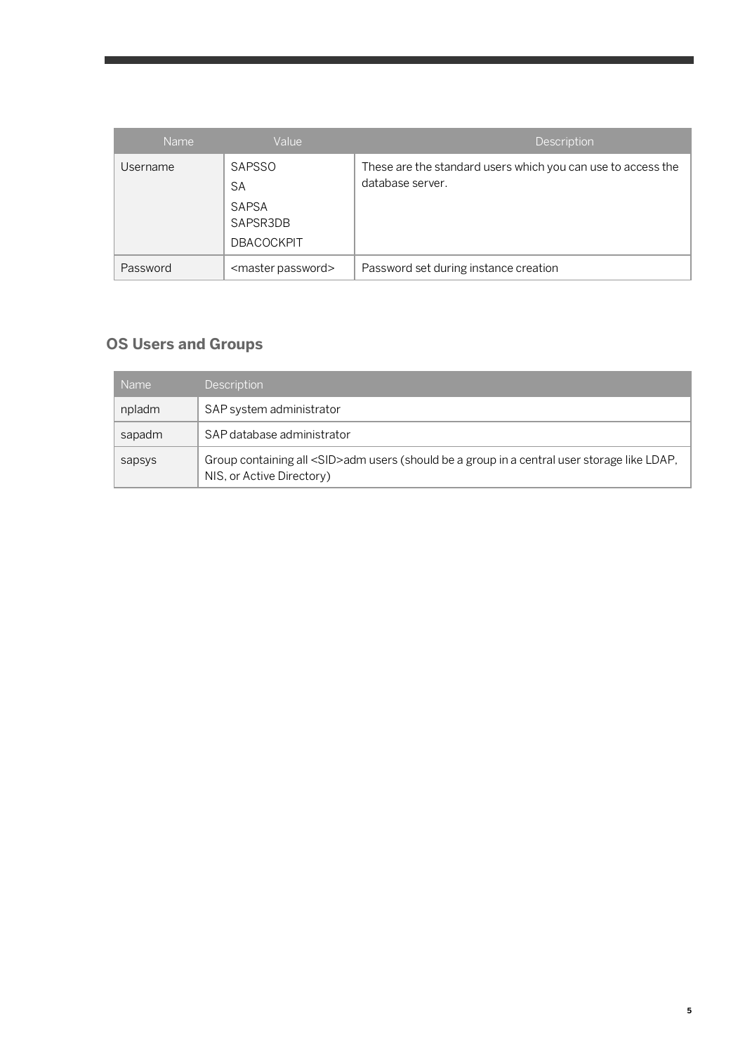| Name | Value | Description |
| --- | --- | --- |
| Username | SAPSSO<br>SA<br>SAPSA<br>SAPSR3DB<br>DBACOCKPIT | These are the standard users which you can use to access the database server. |
| Password | <master password> | Password set during instance creation |

## OS Users and Groups

| Name | Description |
| --- | --- |
| npladm | SAP system administrator |
| sapadm | SAP database administrator |
| sapsys | Group containing all <SID>adm users (should be a group in a central user storage like LDAP, NIS, or Active Directory) |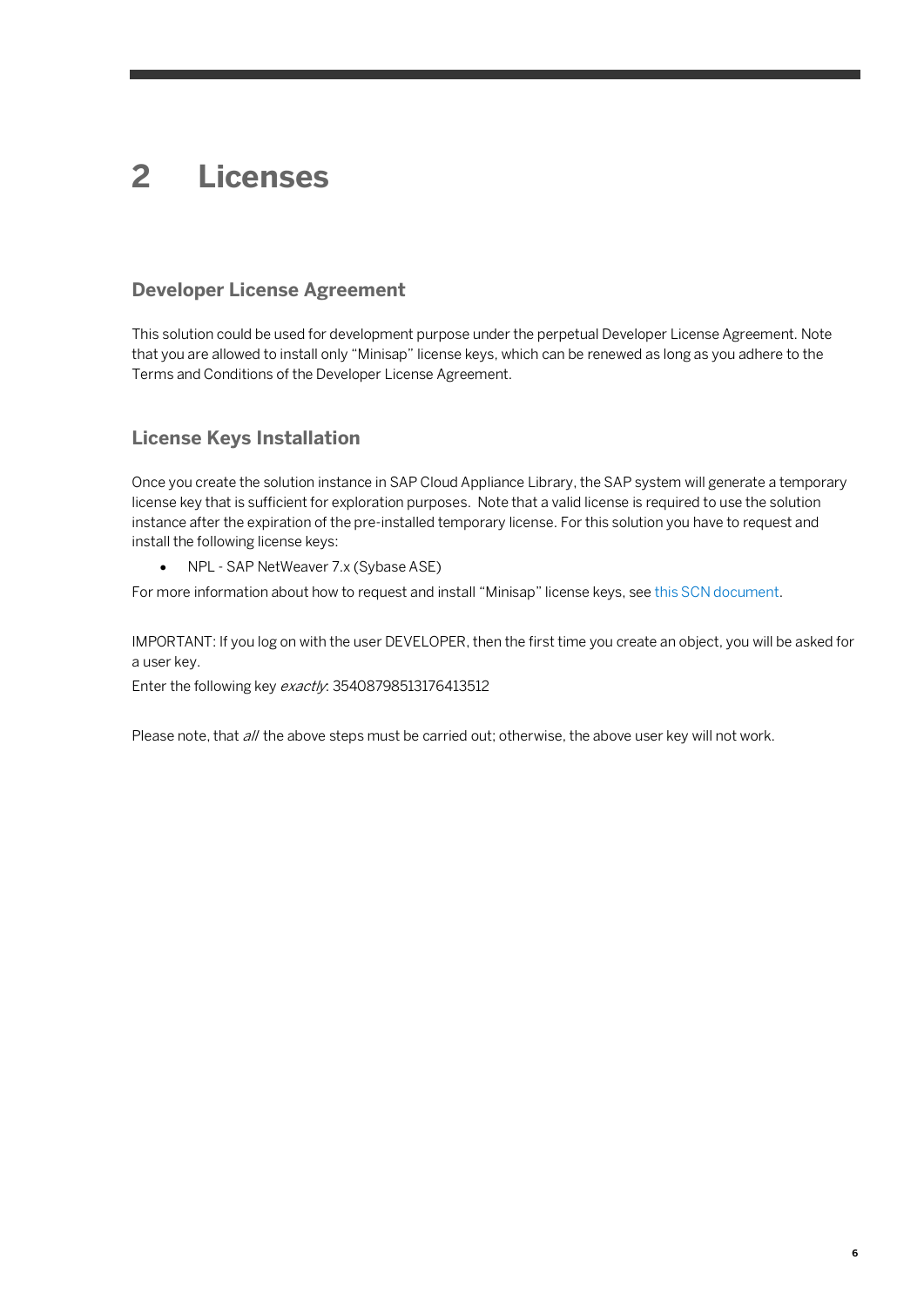# 2 Licenses

## Developer License Agreement

This solution could be used for development purpose under the perpetual Developer License Agreement. Note that you are allowed to install only "Minisap" license keys, which can be renewed as long as you adhere to the Terms and Conditions of the Developer License Agreement.

## License Keys Installation

Once you create the solution instance in SAP Cloud Appliance Library, the SAP system will generate a temporary license key that is sufficient for exploration purposes. Note that a valid license is required to use the solution instance after the expiration of the pre-installed temporary license. For this solution you have to request and install the following license keys:

- NPL - SAP NetWeaver 7.x (Sybase ASE)

For more information about how to request and install "Minisap" license keys, see this SCN document.

IMPORTANT: If you log on with the user DEVELOPER, then the first time you create an object, you will be asked for a user key.
Enter the following key *exactly*: 35408798513176413512

Please note, that *all* the above steps must be carried out; otherwise, the above user key will not work.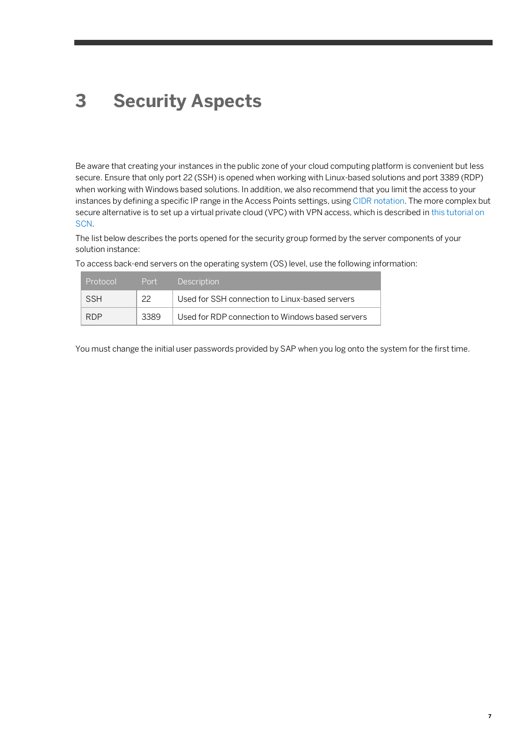# 3 Security Aspects

Be aware that creating your instances in the public zone of your cloud computing platform is convenient but less secure. Ensure that only port 22 (SSH) is opened when working with Linux-based solutions and port 3389 (RDP) when working with Windows based solutions. In addition, we also recommend that you limit the access to your instances by defining a specific IP range in the Access Points settings, using CIDR notation. The more complex but secure alternative is to set up a virtual private cloud (VPC) with VPN access, which is described in this tutorial on SCN.

The list below describes the ports opened for the security group formed by the server components of your solution instance:

To access back-end servers on the operating system (OS) level, use the following information:

| Protocol | Port | Description |
|---|---|---|
| SSH | 22 | Used for SSH connection to Linux-based servers |
| RDP | 3389 | Used for RDP connection to Windows based servers |

You must change the initial user passwords provided by SAP when you log onto the system for the first time.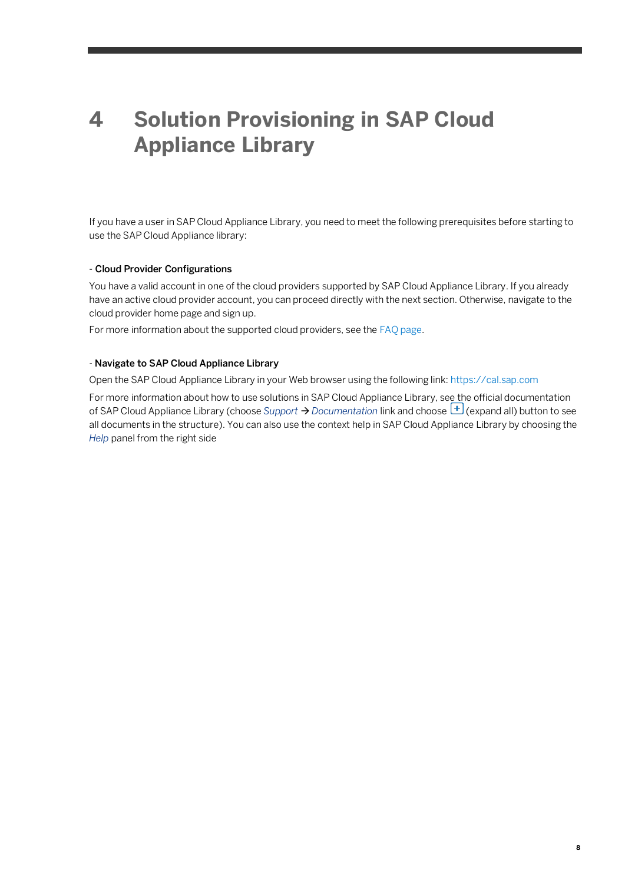# 4 Solution Provisioning in SAP Cloud Appliance Library

If you have a user in SAP Cloud Appliance Library, you need to meet the following prerequisites before starting to use the SAP Cloud Appliance library:

- **Cloud Provider Configurations**

You have a valid account in one of the cloud providers supported by SAP Cloud Appliance Library. If you already have an active cloud provider account, you can proceed directly with the next section. Otherwise, navigate to the cloud provider home page and sign up.

For more information about the supported cloud providers, see the FAQ page.

- **Navigate to SAP Cloud Appliance Library**

Open the SAP Cloud Appliance Library in your Web browser using the following link: https://cal.sap.com

For more information about how to use solutions in SAP Cloud Appliance Library, see the official documentation of SAP Cloud Appliance Library (choose *Support* → *Documentation* link and choose [+] (expand all) button to see all documents in the structure). You can also use the context help in SAP Cloud Appliance Library by choosing the *Help* panel from the right side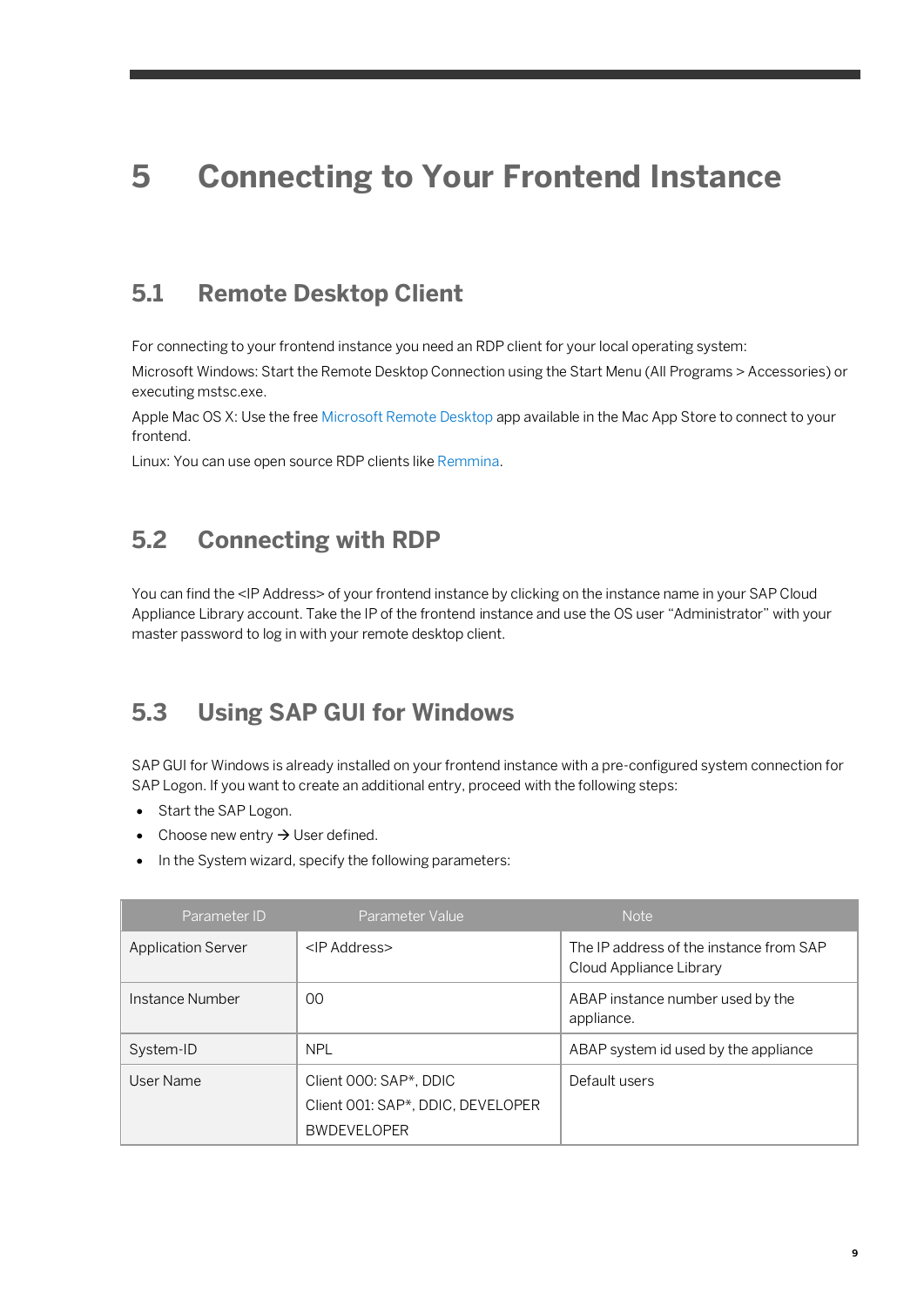# 5 Connecting to Your Frontend Instance

## 5.1 Remote Desktop Client

For connecting to your frontend instance you need an RDP client for your local operating system:

Microsoft Windows: Start the Remote Desktop Connection using the Start Menu (All Programs > Accessories) or executing mstsc.exe.

Apple Mac OS X: Use the free Microsoft Remote Desktop app available in the Mac App Store to connect to your frontend.

Linux: You can use open source RDP clients like Remmina.

## 5.2 Connecting with RDP

You can find the <IP Address> of your frontend instance by clicking on the instance name in your SAP Cloud Appliance Library account. Take the IP of the frontend instance and use the OS user “Administrator” with your master password to log in with your remote desktop client.

## 5.3 Using SAP GUI for Windows

SAP GUI for Windows is already installed on your frontend instance with a pre-configured system connection for SAP Logon. If you want to create an additional entry, proceed with the following steps:

- Start the SAP Logon.
- Choose new entry → User defined.
- In the System wizard, specify the following parameters:

| Parameter ID | Parameter Value | Note |
|---|---|---|
| Application Server | <IP Address> | The IP address of the instance from SAP Cloud Appliance Library |
| Instance Number | 00 | ABAP instance number used by the appliance. |
| System-ID | NPL | ABAP system id used by the appliance |
| User Name | Client 000: SAP*, DDIC<br>Client 001: SAP*, DDIC, DEVELOPER<br>BWDEVELOPER | Default users |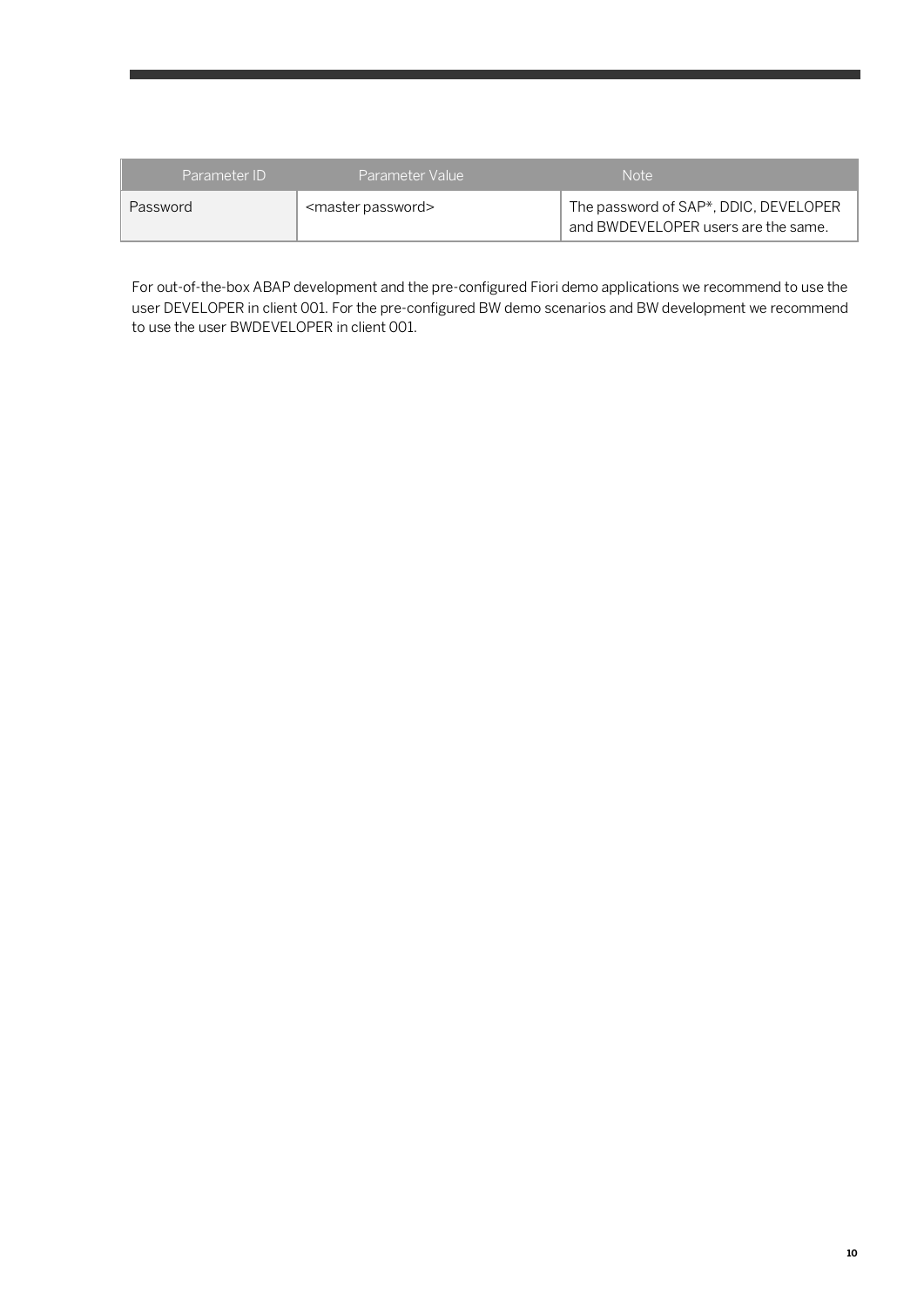| Parameter ID | Parameter Value | Note |
| --- | --- | --- |
| Password | <master password> | The password of SAP*, DDIC, DEVELOPER and BWDEVELOPER users are the same. |

For out-of-the-box ABAP development and the pre-configured Fiori demo applications we recommend to use the user DEVELOPER in client 001. For the pre-configured BW demo scenarios and BW development we recommend to use the user BWDEVELOPER in client 001.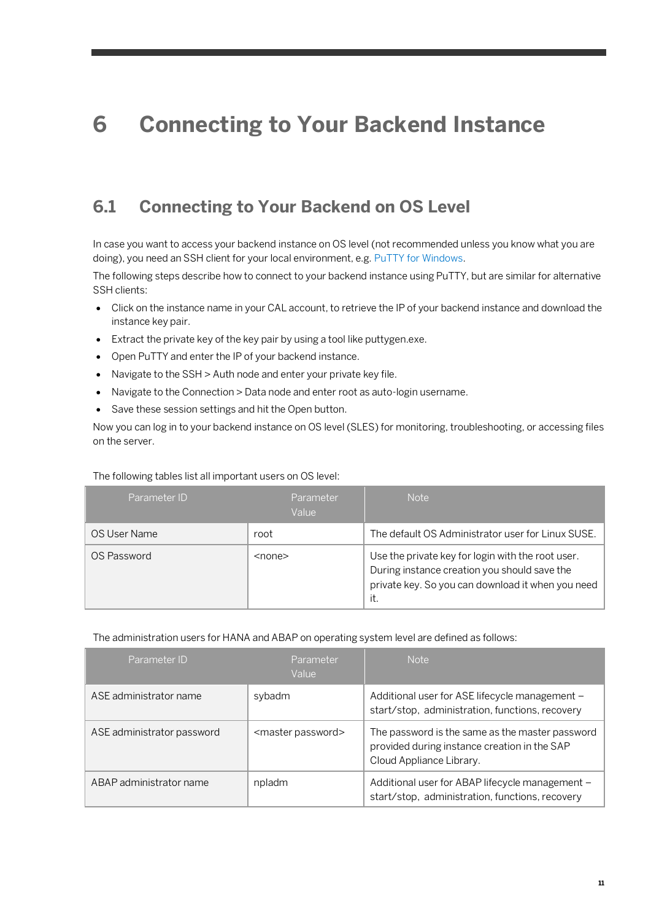# 6 Connecting to Your Backend Instance

## 6.1 Connecting to Your Backend on OS Level

In case you want to access your backend instance on OS level (not recommended unless you know what you are doing), you need an SSH client for your local environment, e.g. PuTTY for Windows.

The following steps describe how to connect to your backend instance using PuTTY, but are similar for alternative SSH clients:

- Click on the instance name in your CAL account, to retrieve the IP of your backend instance and download the instance key pair.
- Extract the private key of the key pair by using a tool like puttygen.exe.
- Open PuTTY and enter the IP of your backend instance.
- Navigate to the SSH > Auth node and enter your private key file.
- Navigate to the Connection > Data node and enter root as auto-login username.
- Save these session settings and hit the Open button.

Now you can log in to your backend instance on OS level (SLES) for monitoring, troubleshooting, or accessing files on the server.

The following tables list all important users on OS level:

| Parameter ID | Parameter Value | Note |
| --- | --- | --- |
| OS User Name | root | The default OS Administrator user for Linux SUSE. |
| OS Password | <none> | Use the private key for login with the root user. During instance creation you should save the private key. So you can download it when you need it. |

The administration users for HANA and ABAP on operating system level are defined as follows:

| Parameter ID | Parameter Value | Note |
| --- | --- | --- |
| ASE administrator name | sybadm | Additional user for ASE lifecycle management – start/stop, administration, functions, recovery |
| ASE administrator password | <master password> | The password is the same as the master password provided during instance creation in the SAP Cloud Appliance Library. |
| ABAP administrator name | npladm | Additional user for ABAP lifecycle management – start/stop, administration, functions, recovery |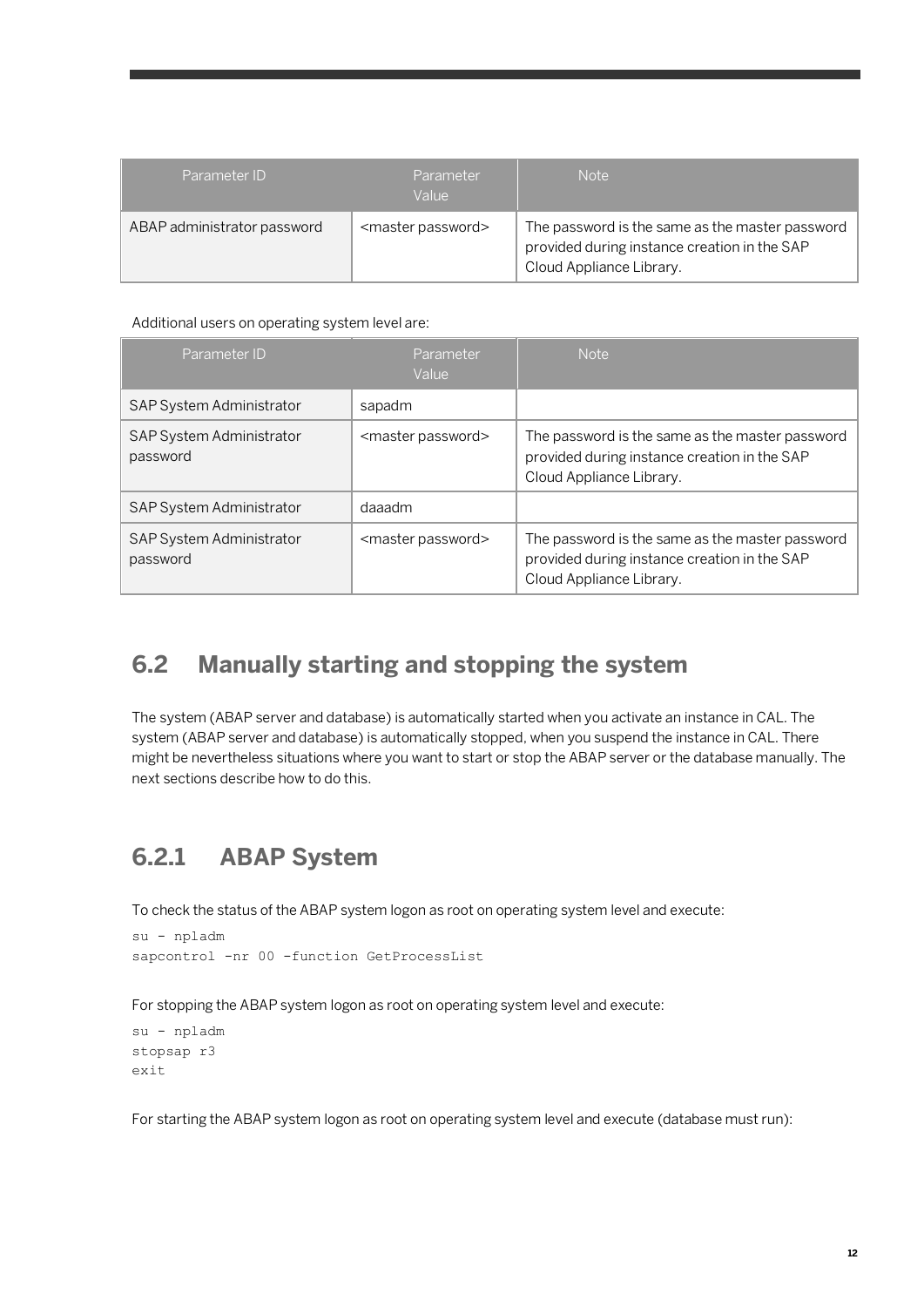| Parameter ID | Parameter Value | Note |
| --- | --- | --- |
| ABAP administrator password | <master password> | The password is the same as the master password provided during instance creation in the SAP Cloud Appliance Library. |

Additional users on operating system level are:

| Parameter ID | Parameter Value | Note |
| --- | --- | --- |
| SAP System Administrator | sapadm | |
| SAP System Administrator password | <master password> | The password is the same as the master password provided during instance creation in the SAP Cloud Appliance Library. |
| SAP System Administrator | daaadm | |
| SAP System Administrator password | <master password> | The password is the same as the master password provided during instance creation in the SAP Cloud Appliance Library. |

## 6.2 Manually starting and stopping the system

The system (ABAP server and database) is automatically started when you activate an instance in CAL. The system (ABAP server and database) is automatically stopped, when you suspend the instance in CAL. There might be nevertheless situations where you want to start or stop the ABAP server or the database manually. The next sections describe how to do this.

### 6.2.1 ABAP System

To check the status of the ABAP system logon as root on operating system level and execute:

```
su - npladm
sapcontrol -nr 00 -function GetProcessList
```

For stopping the ABAP system logon as root on operating system level and execute:

```
su - npladm
stopsap r3
exit
```

For starting the ABAP system logon as root on operating system level and execute (database must run):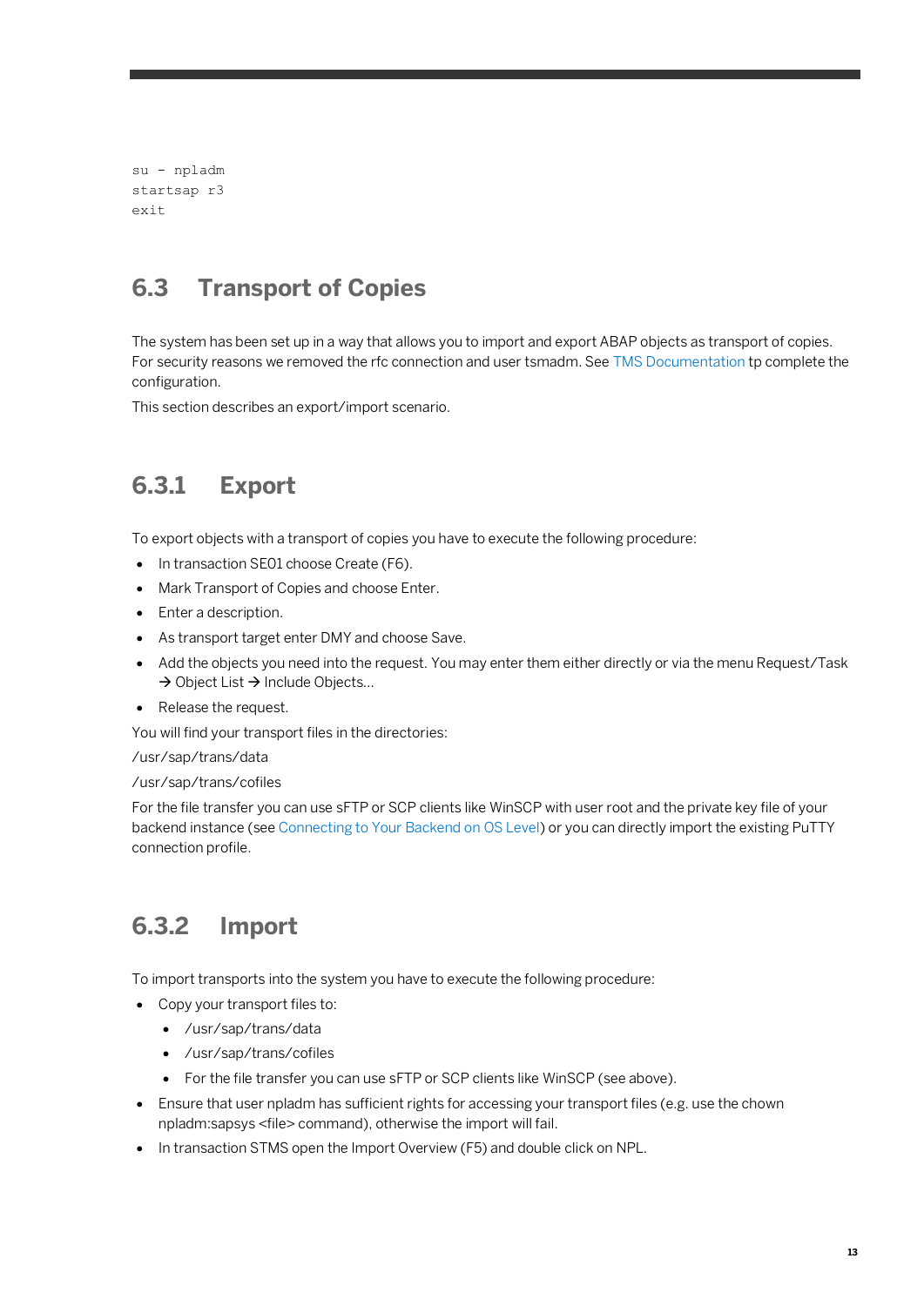```
su - npladm
startsap r3
exit
```

## 6.3 Transport of Copies

The system has been set up in a way that allows you to import and export ABAP objects as transport of copies. For security reasons we removed the rfc connection and user tsmadm. See TMS Documentation tp complete the configuration.

This section describes an export/import scenario.

### 6.3.1 Export

To export objects with a transport of copies you have to execute the following procedure:

- In transaction SE01 choose Create (F6).
- Mark Transport of Copies and choose Enter.
- Enter a description.
- As transport target enter DMY and choose Save.
- Add the objects you need into the request. You may enter them either directly or via the menu Request/Task → Object List → Include Objects...
- Release the request.

You will find your transport files in the directories:

/usr/sap/trans/data

/usr/sap/trans/cofiles

For the file transfer you can use sFTP or SCP clients like WinSCP with user root and the private key file of your backend instance (see Connecting to Your Backend on OS Level) or you can directly import the existing PuTTY connection profile.

### 6.3.2 Import

To import transports into the system you have to execute the following procedure:

- Copy your transport files to:
  - /usr/sap/trans/data
  - /usr/sap/trans/cofiles
  - For the file transfer you can use sFTP or SCP clients like WinSCP (see above).
- Ensure that user npladm has sufficient rights for accessing your transport files (e.g. use the chown npladm:sapsys <file> command), otherwise the import will fail.
- In transaction STMS open the Import Overview (F5) and double click on NPL.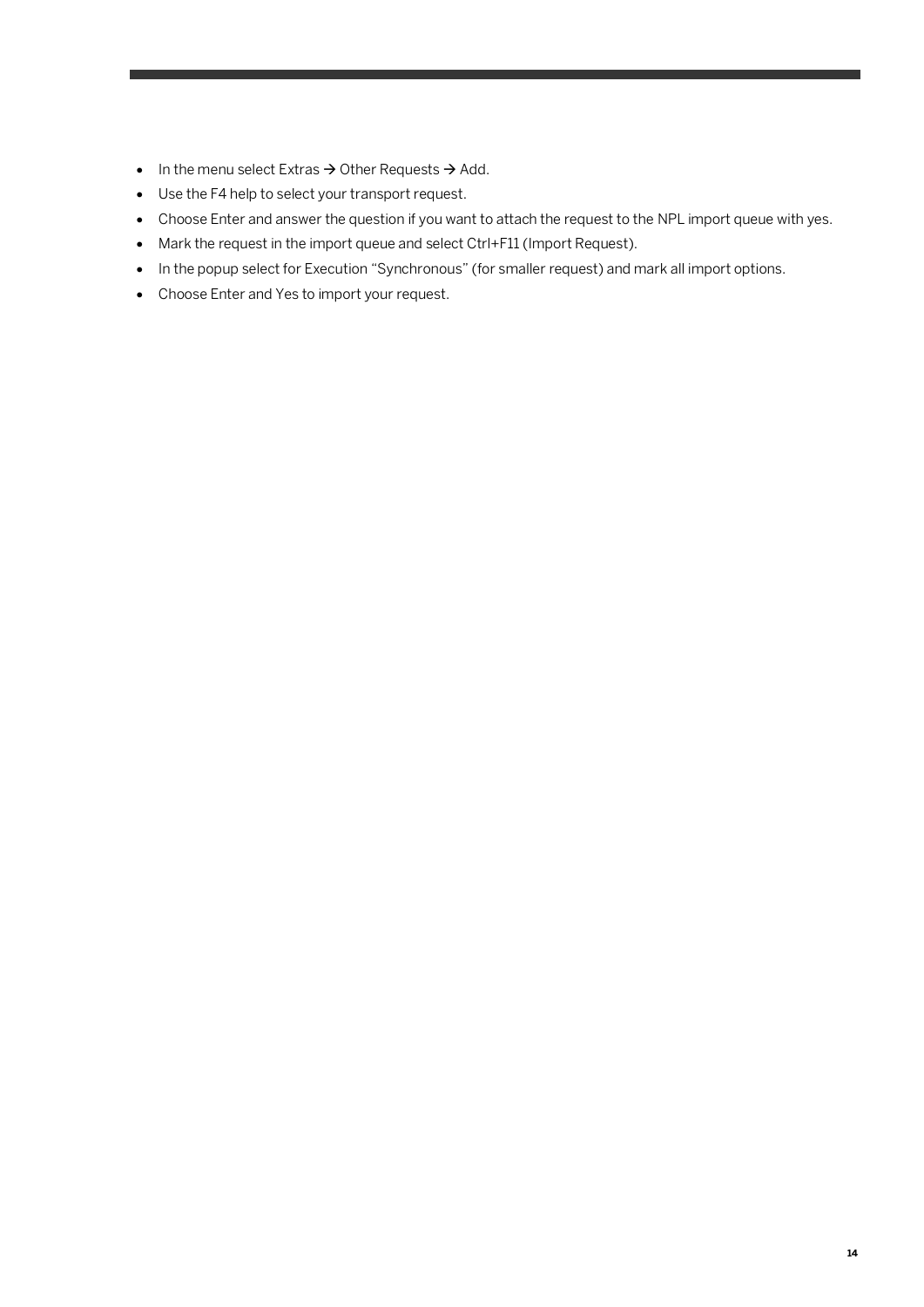- In the menu select Extras → Other Requests → Add.
- Use the F4 help to select your transport request.
- Choose Enter and answer the question if you want to attach the request to the NPL import queue with yes.
- Mark the request in the import queue and select Ctrl+F11 (Import Request).
- In the popup select for Execution "Synchronous" (for smaller request) and mark all import options.
- Choose Enter and Yes to import your request.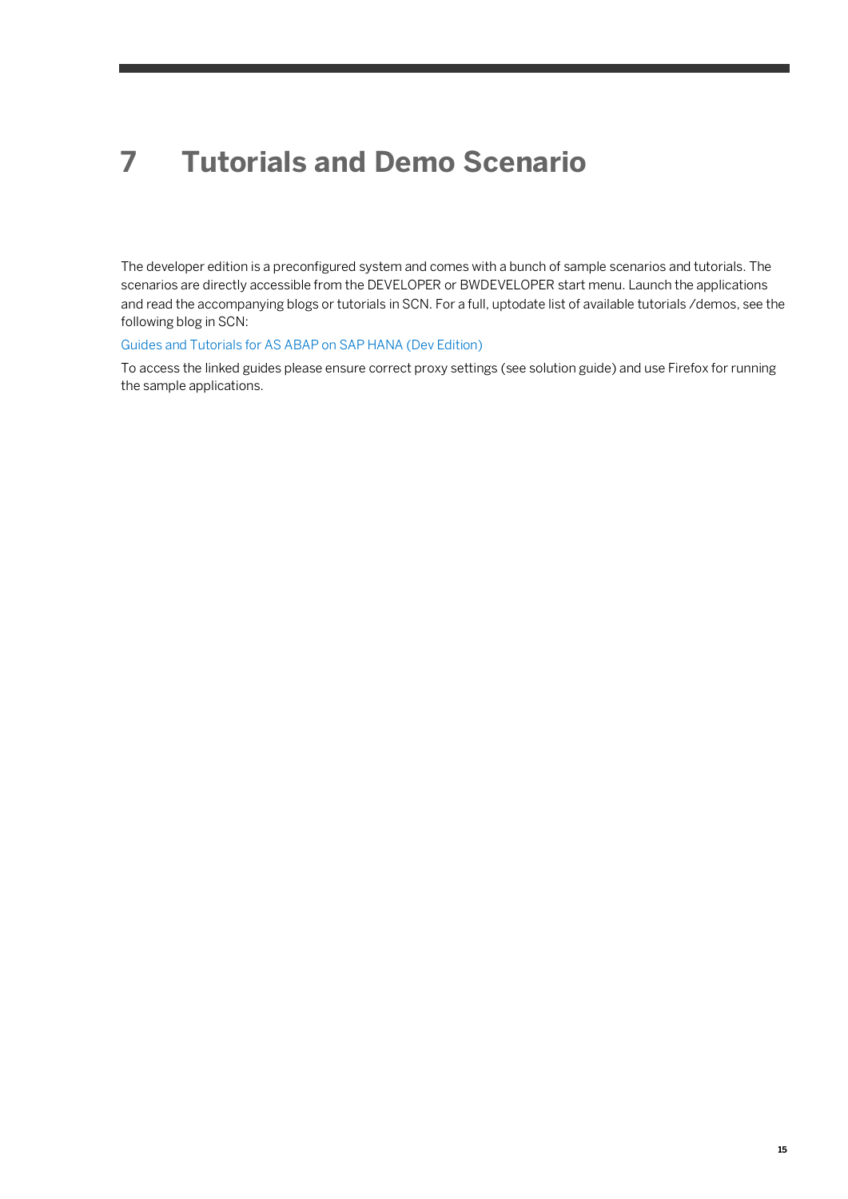# 7 Tutorials and Demo Scenario

The developer edition is a preconfigured system and comes with a bunch of sample scenarios and tutorials. The scenarios are directly accessible from the DEVELOPER or BWDEVELOPER start menu. Launch the applications and read the accompanying blogs or tutorials in SCN. For a full, uptodate list of available tutorials /demos, see the following blog in SCN:

Guides and Tutorials for AS ABAP on SAP HANA (Dev Edition)

To access the linked guides please ensure correct proxy settings (see solution guide) and use Firefox for running the sample applications.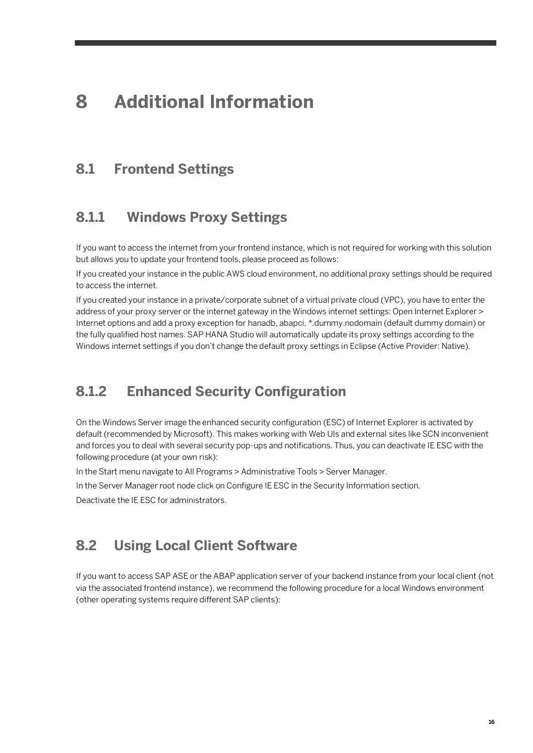# 8 Additional Information

## 8.1 Frontend Settings

### 8.1.1 Windows Proxy Settings

If you want to access the internet from your frontend instance, which is not required for working with this solution but allows you to update your frontend tools, please proceed as follows:

If you created your instance in the public AWS cloud environment, no additional proxy settings should be required to access the internet.

If you created your instance in a private/corporate subnet of a virtual private cloud (VPC), you have to enter the address of your proxy server or the internet gateway in the Windows internet settings: Open Internet Explorer > Internet options and add a proxy exception for hanadb, abapci, *.dummy.nodomain (default dummy domain) or the fully qualified host names. SAP HANA Studio will automatically update its proxy settings according to the Windows internet settings if you don't change the default proxy settings in Eclipse (Active Provider: Native).

### 8.1.2 Enhanced Security Configuration

On the Windows Server image the enhanced security configuration (ESC) of Internet Explorer is activated by default (recommended by Microsoft). This makes working with Web UIs and external sites like SCN inconvenient and forces you to deal with several security pop-ups and notifications. Thus, you can deactivate IE ESC with the following procedure (at your own risk):

In the Start menu navigate to All Programs > Administrative Tools > Server Manager.

In the Server Manager root node click on Configure IE ESC in the Security Information section.

Deactivate the IE ESC for administrators.

## 8.2 Using Local Client Software

If you want to access SAP ASE or the ABAP application server of your backend instance from your local client (not via the associated frontend instance), we recommend the following procedure for a local Windows environment (other operating systems require different SAP clients):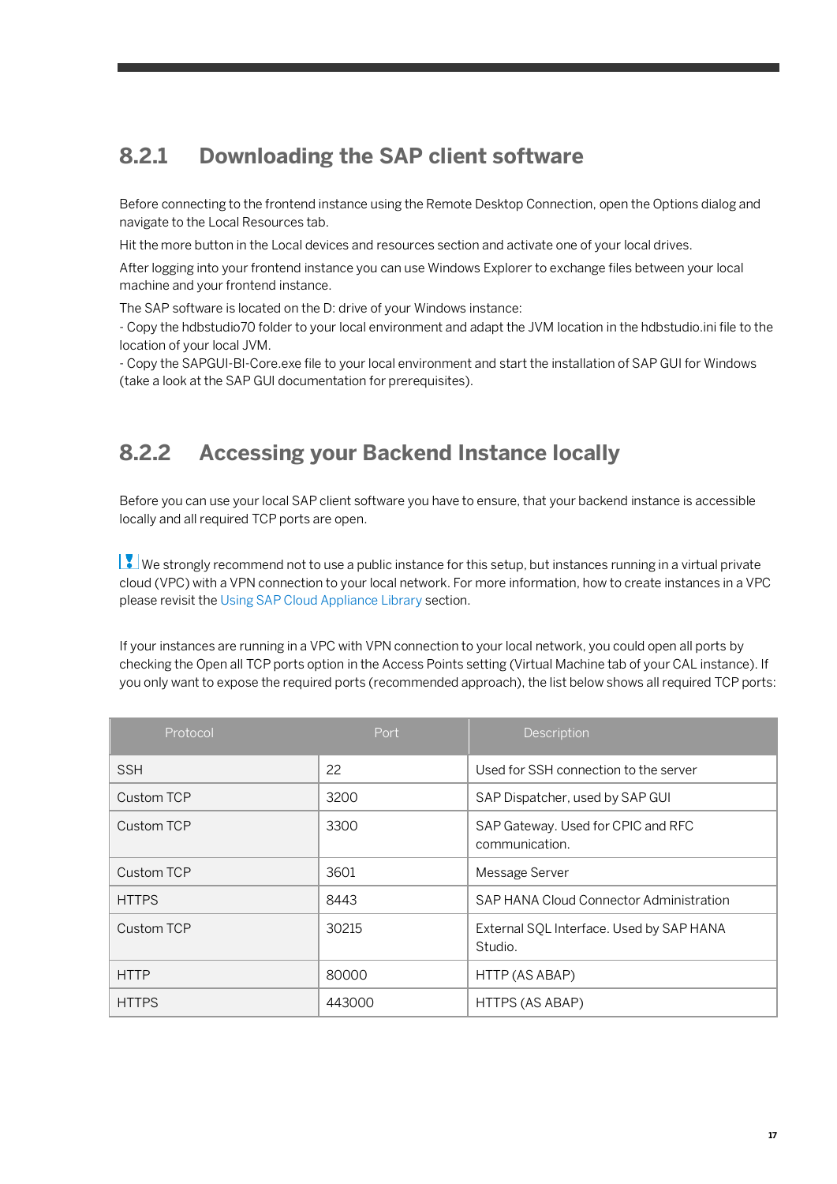### 8.2.1 Downloading the SAP client software

Before connecting to the frontend instance using the Remote Desktop Connection, open the Options dialog and navigate to the Local Resources tab.

Hit the more button in the Local devices and resources section and activate one of your local drives.

After logging into your frontend instance you can use Windows Explorer to exchange files between your local machine and your frontend instance.

The SAP software is located on the D: drive of your Windows instance:
- Copy the hdbstudio70 folder to your local environment and adapt the JVM location in the hdbstudio.ini file to the location of your local JVM.
- Copy the SAPGUI-BI-Core.exe file to your local environment and start the installation of SAP GUI for Windows (take a look at the SAP GUI documentation for prerequisites).

### 8.2.2 Accessing your Backend Instance locally

Before you can use your local SAP client software you have to ensure, that your backend instance is accessible locally and all required TCP ports are open.

We strongly recommend not to use a public instance for this setup, but instances running in a virtual private cloud (VPC) with a VPN connection to your local network. For more information, how to create instances in a VPC please revisit the Using SAP Cloud Appliance Library section.

If your instances are running in a VPC with VPN connection to your local network, you could open all ports by checking the Open all TCP ports option in the Access Points setting (Virtual Machine tab of your CAL instance). If you only want to expose the required ports (recommended approach), the list below shows all required TCP ports:

| Protocol | Port | Description |
|---|---|---|
| SSH | 22 | Used for SSH connection to the server |
| Custom TCP | 3200 | SAP Dispatcher, used by SAP GUI |
| Custom TCP | 3300 | SAP Gateway. Used for CPIC and RFC communication. |
| Custom TCP | 3601 | Message Server |
| HTTPS | 8443 | SAP HANA Cloud Connector Administration |
| Custom TCP | 30215 | External SQL Interface. Used by SAP HANA Studio. |
| HTTP | 80000 | HTTP (AS ABAP) |
| HTTPS | 443000 | HTTPS (AS ABAP) |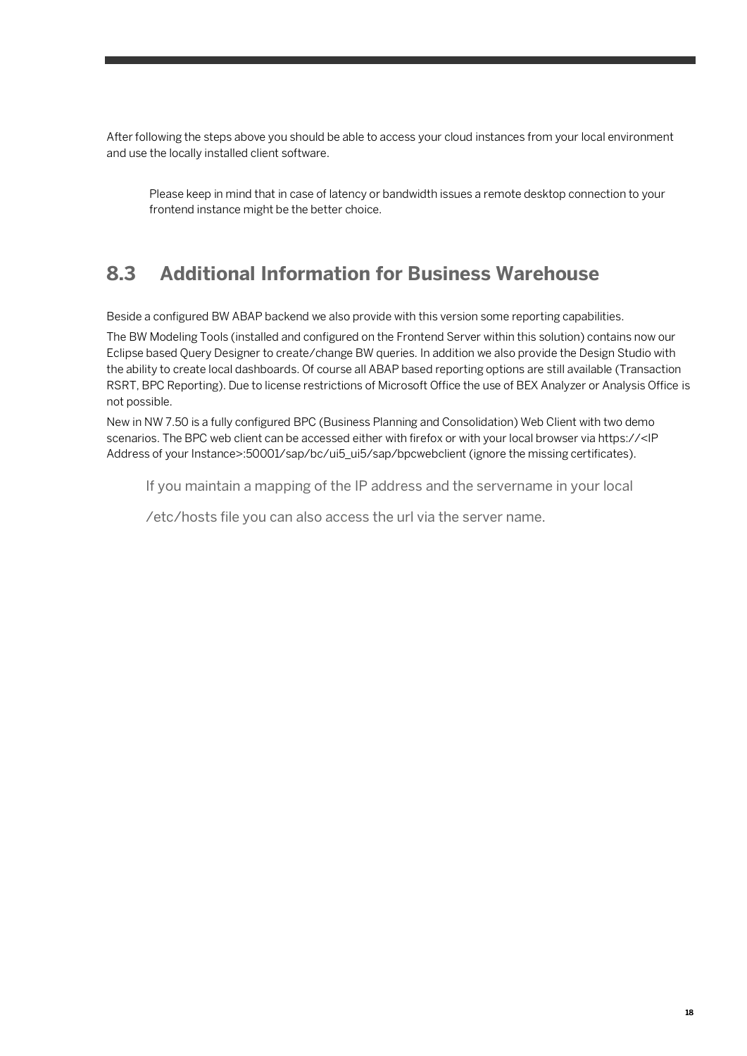After following the steps above you should be able to access your cloud instances from your local environment and use the locally installed client software.

> Please keep in mind that in case of latency or bandwidth issues a remote desktop connection to your frontend instance might be the better choice.

## 8.3 Additional Information for Business Warehouse

Beside a configured BW ABAP backend we also provide with this version some reporting capabilities.

The BW Modeling Tools (installed and configured on the Frontend Server within this solution) contains now our Eclipse based Query Designer to create/change BW queries. In addition we also provide the Design Studio with the ability to create local dashboards. Of course all ABAP based reporting options are still available (Transaction RSRT, BPC Reporting). Due to license restrictions of Microsoft Office the use of BEX Analyzer or Analysis Office is not possible.

New in NW 7.50 is a fully configured BPC (Business Planning and Consolidation) Web Client with two demo scenarios. The BPC web client can be accessed either with firefox or with your local browser via https://<IP Address of your Instance>:50001/sap/bc/ui5_ui5/sap/bpcwebclient (ignore the missing certificates).

> If you maintain a mapping of the IP address and the servername in your local
>
> /etc/hosts file you can also access the url via the server name.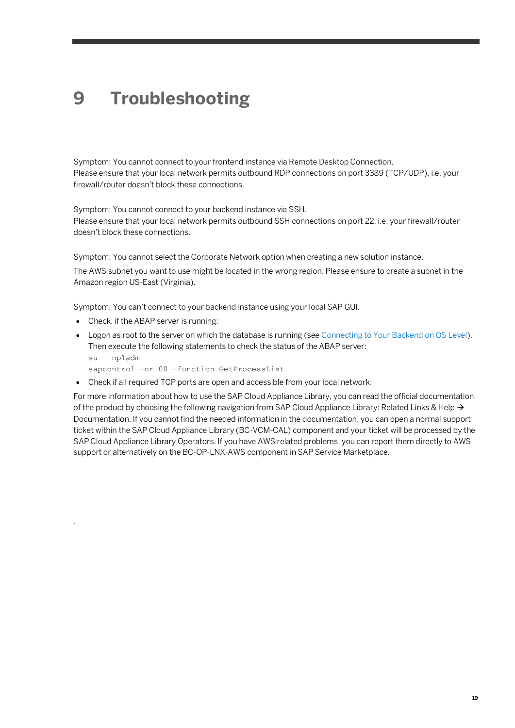# 9 Troubleshooting

Symptom: You cannot connect to your frontend instance via Remote Desktop Connection.
Please ensure that your local network permits outbound RDP connections on port 3389 (TCP/UDP), i.e. your firewall/router doesn't block these connections.

Symptom: You cannot connect to your backend instance via SSH.
Please ensure that your local network permits outbound SSH connections on port 22, i.e. your firewall/router doesn't block these connections.

Symptom: You cannot select the Corporate Network option when creating a new solution instance.

The AWS subnet you want to use might be located in the wrong region. Please ensure to create a subnet in the Amazon region US-East (Virginia).

Symptom: You can't connect to your backend instance using your local SAP GUI.

- Check, if the ABAP server is running:
- Logon as root to the server on which the database is running (see Connecting to Your Backend on OS Level). Then execute the following statements to check the status of the ABAP server:

```
su – npladm
sapcontrol -nr 00 -function GetProcessList
```

- Check if all required TCP ports are open and accessible from your local network:

For more information about how to use the SAP Cloud Appliance Library, you can read the official documentation of the product by choosing the following navigation from SAP Cloud Appliance Library: Related Links & Help → Documentation. If you cannot find the needed information in the documentation, you can open a normal support ticket within the SAP Cloud Appliance Library (BC-VCM-CAL) component and your ticket will be processed by the SAP Cloud Appliance Library Operators. If you have AWS related problems, you can report them directly to AWS support or alternatively on the BC-OP-LNX-AWS component in SAP Service Marketplace.

.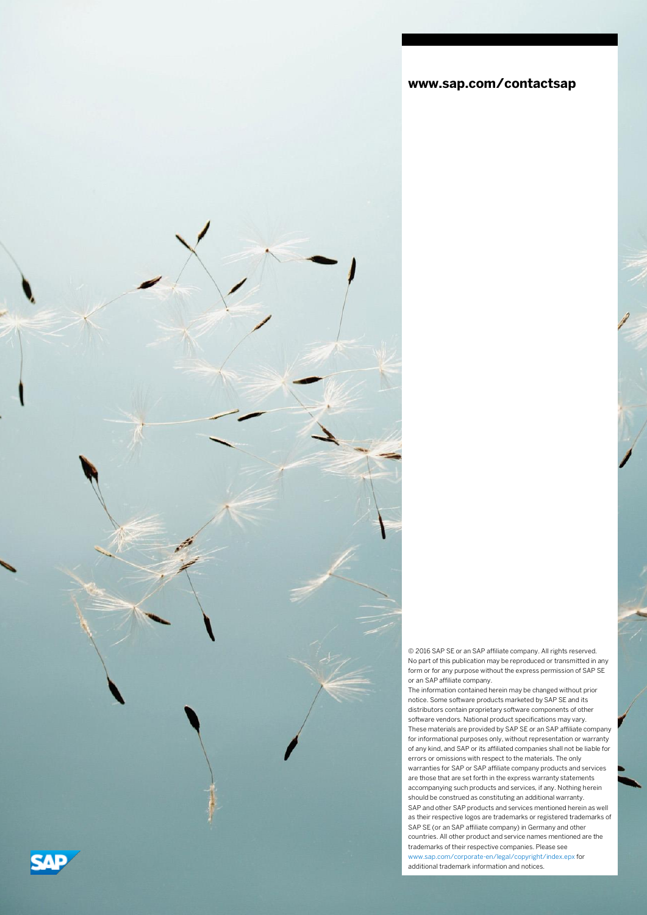**www.sap.com/contactsap**

© 2016 SAP SE or an SAP affiliate company. All rights reserved.
No part of this publication may be reproduced or transmitted in any form or for any purpose without the express permission of SAP SE or an SAP affiliate company.

The information contained herein may be changed without prior notice. Some software products marketed by SAP SE and its distributors contain proprietary software components of other software vendors. National product specifications may vary.

These materials are provided by SAP SE or an SAP affiliate company for informational purposes only, without representation or warranty of any kind, and SAP or its affiliated companies shall not be liable for errors or omissions with respect to the materials. The only warranties for SAP or SAP affiliate company products and services are those that are set forth in the express warranty statements accompanying such products and services, if any. Nothing herein should be construed as constituting an additional warranty.

SAP and other SAP products and services mentioned herein as well as their respective logos are trademarks or registered trademarks of SAP SE (or an SAP affiliate company) in Germany and other countries. All other product and service names mentioned are the trademarks of their respective companies. Please see www.sap.com/corporate-en/legal/copyright/index.epx for additional trademark information and notices.